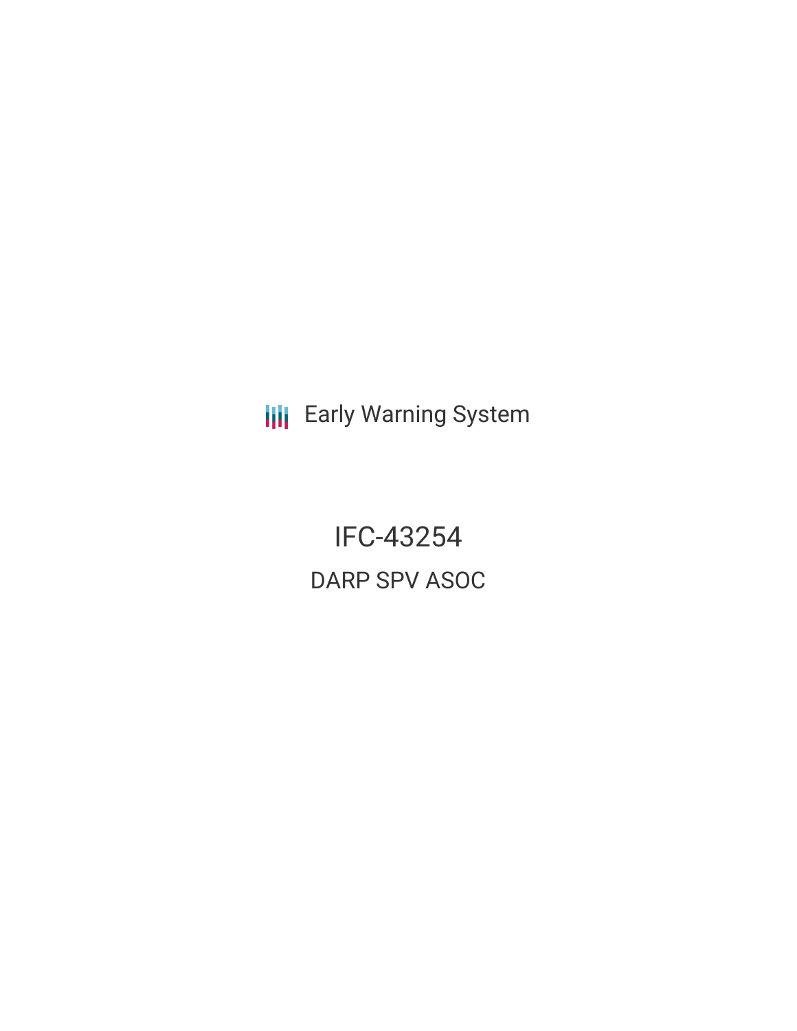Early Warning System

# IFC-43254

## DARP SPV ASOC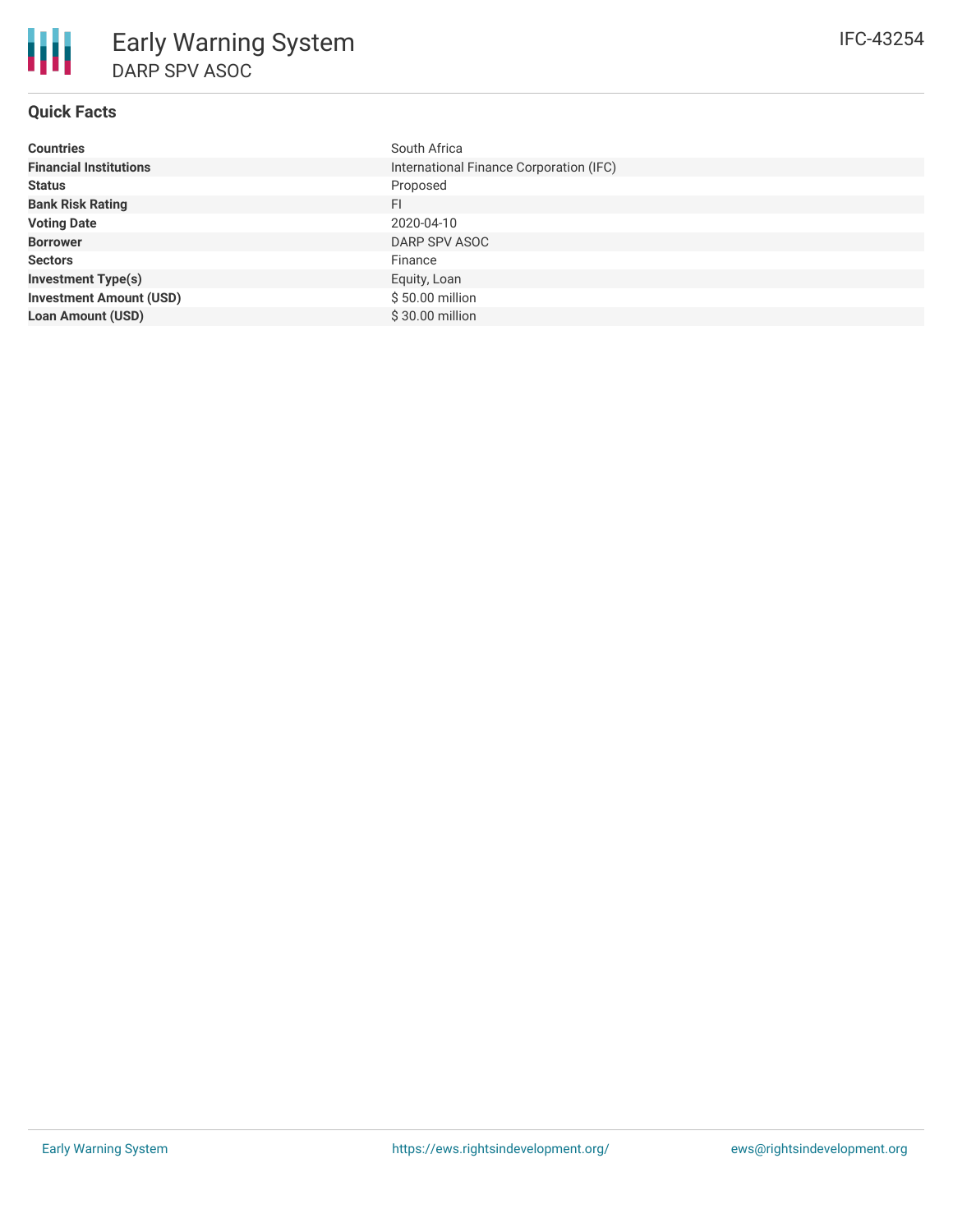# Early Warning System

DARP SPV ASOC

IFC-43254

## Quick Facts

| | |
|---|---|
| **Countries** | South Africa |
| **Financial Institutions** | International Finance Corporation (IFC) |
| **Status** | Proposed |
| **Bank Risk Rating** | FI |
| **Voting Date** | 2020-04-10 |
| **Borrower** | DARP SPV ASOC |
| **Sectors** | Finance |
| **Investment Type(s)** | Equity, Loan |
| **Investment Amount (USD)** | $ 50.00 million |
| **Loan Amount (USD)** | $ 30.00 million |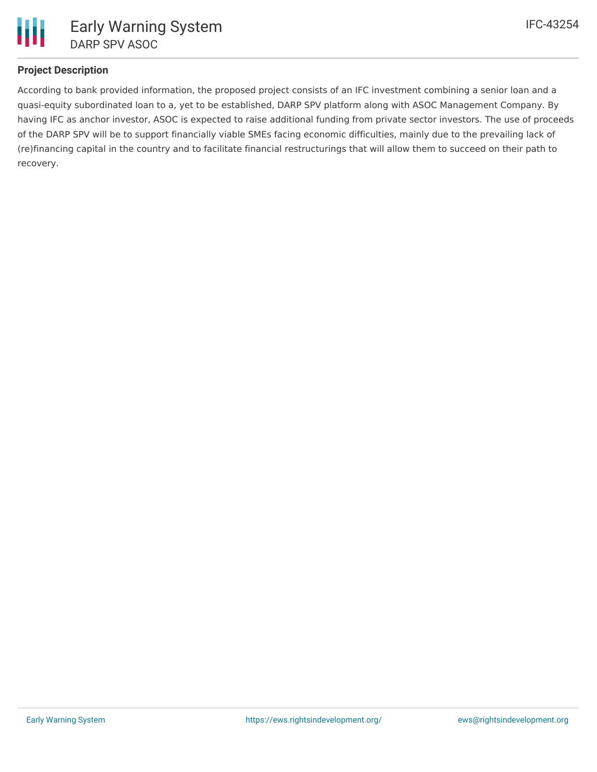## Project Description

According to bank provided information, the proposed project consists of an IFC investment combining a senior loan and a quasi-equity subordinated loan to a, yet to be established, DARP SPV platform along with ASOC Management Company. By having IFC as anchor investor, ASOC is expected to raise additional funding from private sector investors. The use of proceeds of the DARP SPV will be to support financially viable SMEs facing economic difficulties, mainly due to the prevailing lack of (re)financing capital in the country and to facilitate financial restructurings that will allow them to succeed on their path to recovery.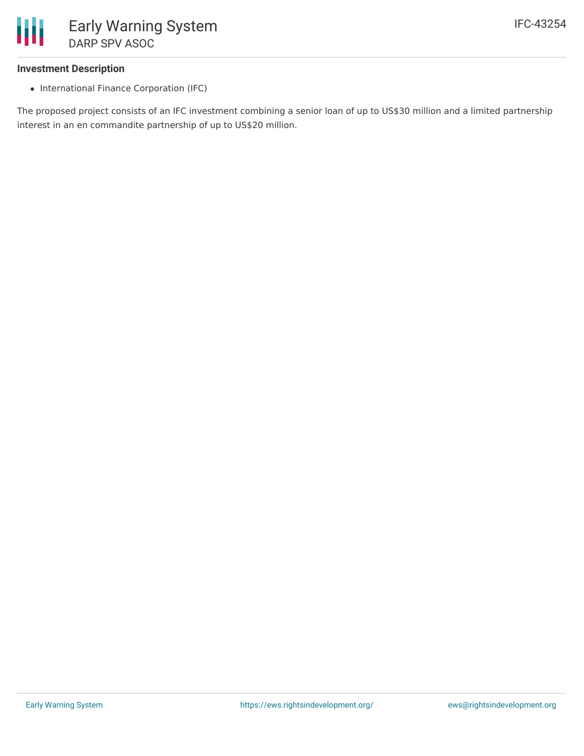### Investment Description

- International Finance Corporation (IFC)

The proposed project consists of an IFC investment combining a senior loan of up to US$30 million and a limited partnership interest in an en commandite partnership of up to US$20 million.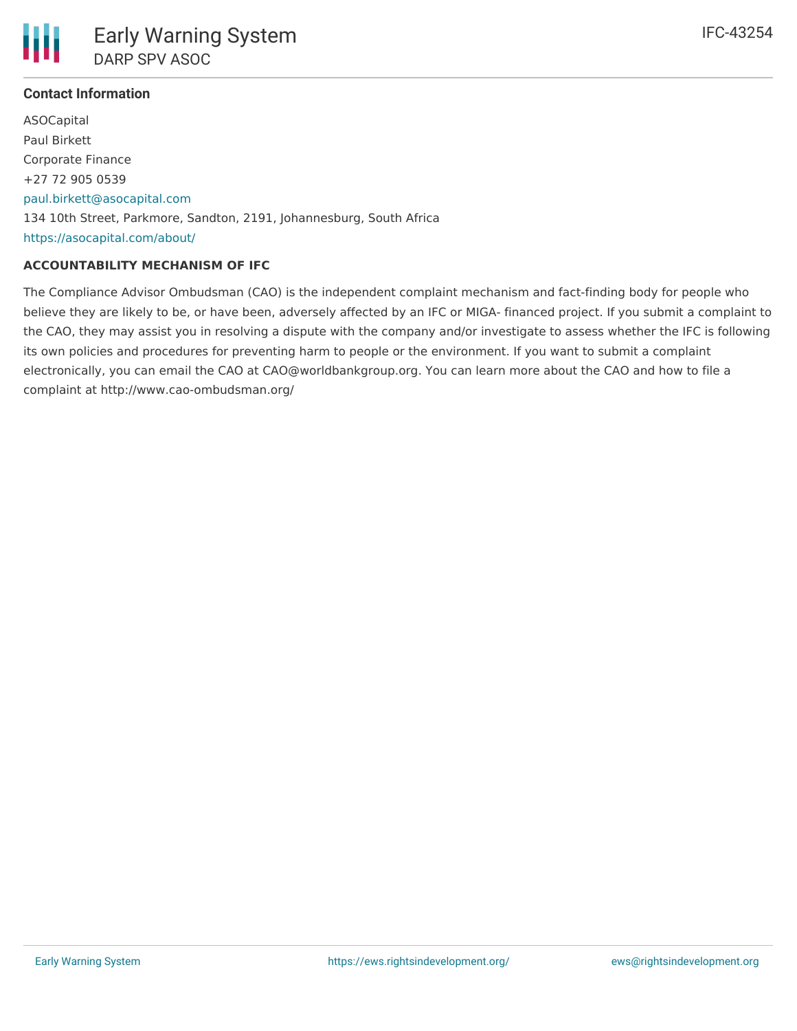#### Contact Information

ASOCapital
Paul Birkett
Corporate Finance
+27 72 905 0539
paul.birkett@asocapital.com
134 10th Street, Parkmore, Sandton, 2191, Johannesburg, South Africa
https://asocapital.com/about/

#### ACCOUNTABILITY MECHANISM OF IFC

The Compliance Advisor Ombudsman (CAO) is the independent complaint mechanism and fact-finding body for people who believe they are likely to be, or have been, adversely affected by an IFC or MIGA- financed project. If you submit a complaint to the CAO, they may assist you in resolving a dispute with the company and/or investigate to assess whether the IFC is following its own policies and procedures for preventing harm to people or the environment. If you want to submit a complaint electronically, you can email the CAO at CAO@worldbankgroup.org. You can learn more about the CAO and how to file a complaint at http://www.cao-ombudsman.org/